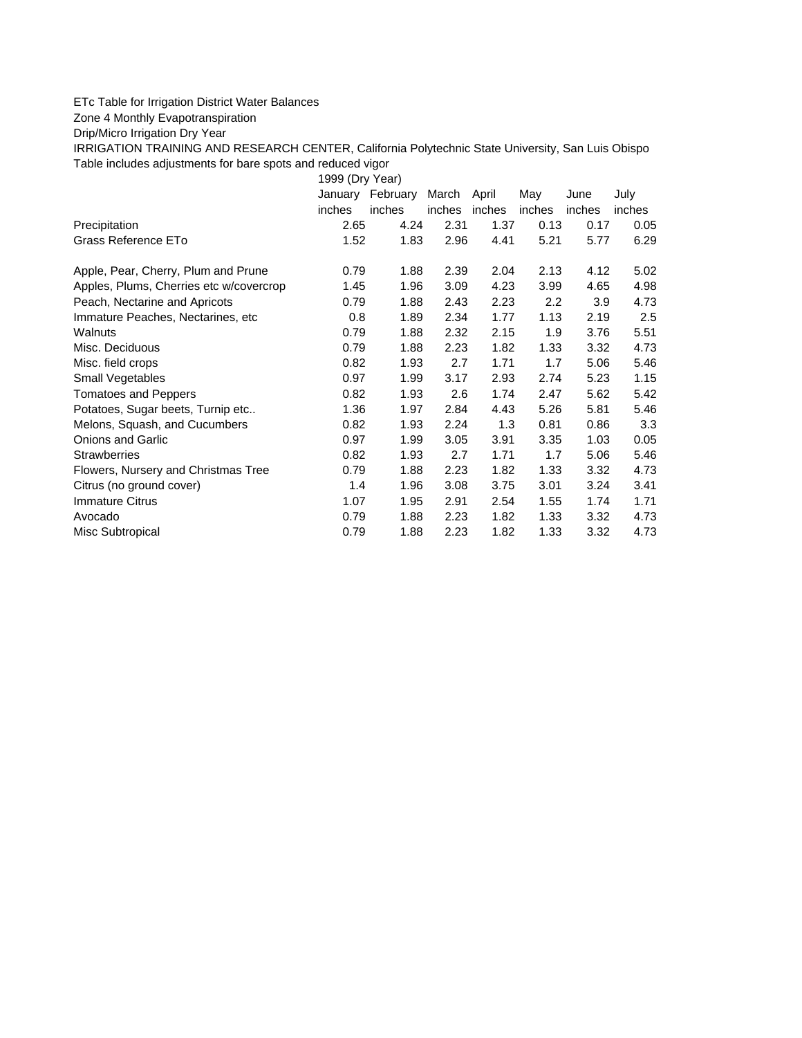ETc Table for Irrigation District Water Balances

Zone 4 Monthly Evapotranspiration

Drip/Micro Irrigation Dry Year

IRRIGATION TRAINING AND RESEARCH CENTER, California Polytechnic State University, San Luis Obispo

Table includes adjustments for bare spots and reduced vigor

| | 1999 (Dry Year) | | | | | | |
|---|---|---|---|---|---|---|---|
| | January | February | March | April | May | June | July |
| | inches | inches | inches | inches | inches | inches | inches |
| Precipitation | 2.65 | 4.24 | 2.31 | 1.37 | 0.13 | 0.17 | 0.05 |
| Grass Reference ETo | 1.52 | 1.83 | 2.96 | 4.41 | 5.21 | 5.77 | 6.29 |
| | | | | | | | |
| Apple, Pear, Cherry, Plum and Prune | 0.79 | 1.88 | 2.39 | 2.04 | 2.13 | 4.12 | 5.02 |
| Apples, Plums, Cherries etc w/covercrop | 1.45 | 1.96 | 3.09 | 4.23 | 3.99 | 4.65 | 4.98 |
| Peach, Nectarine and Apricots | 0.79 | 1.88 | 2.43 | 2.23 | 2.2 | 3.9 | 4.73 |
| Immature Peaches, Nectarines, etc | 0.8 | 1.89 | 2.34 | 1.77 | 1.13 | 2.19 | 2.5 |
| Walnuts | 0.79 | 1.88 | 2.32 | 2.15 | 1.9 | 3.76 | 5.51 |
| Misc. Deciduous | 0.79 | 1.88 | 2.23 | 1.82 | 1.33 | 3.32 | 4.73 |
| Misc. field crops | 0.82 | 1.93 | 2.7 | 1.71 | 1.7 | 5.06 | 5.46 |
| Small Vegetables | 0.97 | 1.99 | 3.17 | 2.93 | 2.74 | 5.23 | 1.15 |
| Tomatoes and Peppers | 0.82 | 1.93 | 2.6 | 1.74 | 2.47 | 5.62 | 5.42 |
| Potatoes, Sugar beets, Turnip etc.. | 1.36 | 1.97 | 2.84 | 4.43 | 5.26 | 5.81 | 5.46 |
| Melons, Squash, and Cucumbers | 0.82 | 1.93 | 2.24 | 1.3 | 0.81 | 0.86 | 3.3 |
| Onions and Garlic | 0.97 | 1.99 | 3.05 | 3.91 | 3.35 | 1.03 | 0.05 |
| Strawberries | 0.82 | 1.93 | 2.7 | 1.71 | 1.7 | 5.06 | 5.46 |
| Flowers, Nursery and Christmas Tree | 0.79 | 1.88 | 2.23 | 1.82 | 1.33 | 3.32 | 4.73 |
| Citrus (no ground cover) | 1.4 | 1.96 | 3.08 | 3.75 | 3.01 | 3.24 | 3.41 |
| Immature Citrus | 1.07 | 1.95 | 2.91 | 2.54 | 1.55 | 1.74 | 1.71 |
| Avocado | 0.79 | 1.88 | 2.23 | 1.82 | 1.33 | 3.32 | 4.73 |
| Misc Subtropical | 0.79 | 1.88 | 2.23 | 1.82 | 1.33 | 3.32 | 4.73 |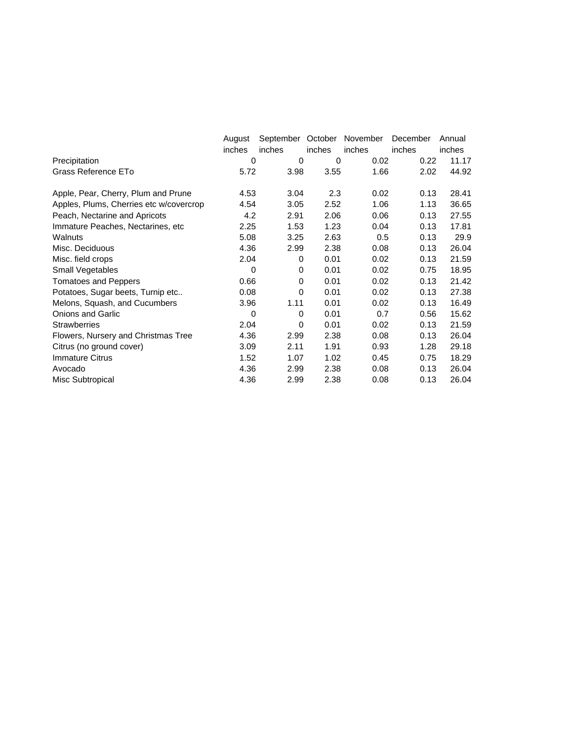| | August inches | September inches | October inches | November inches | December inches | Annual inches |
|---|---|---|---|---|---|---|
| Precipitation | 0 | 0 | 0 | 0.02 | 0.22 | 11.17 |
| Grass Reference ETo | 5.72 | 3.98 | 3.55 | 1.66 | 2.02 | 44.92 |
| | | | | | | |
| Apple, Pear, Cherry, Plum and Prune | 4.53 | 3.04 | 2.3 | 0.02 | 0.13 | 28.41 |
| Apples, Plums, Cherries etc w/covercrop | 4.54 | 3.05 | 2.52 | 1.06 | 1.13 | 36.65 |
| Peach, Nectarine and Apricots | 4.2 | 2.91 | 2.06 | 0.06 | 0.13 | 27.55 |
| Immature Peaches, Nectarines, etc | 2.25 | 1.53 | 1.23 | 0.04 | 0.13 | 17.81 |
| Walnuts | 5.08 | 3.25 | 2.63 | 0.5 | 0.13 | 29.9 |
| Misc. Deciduous | 4.36 | 2.99 | 2.38 | 0.08 | 0.13 | 26.04 |
| Misc. field crops | 2.04 | 0 | 0.01 | 0.02 | 0.13 | 21.59 |
| Small Vegetables | 0 | 0 | 0.01 | 0.02 | 0.75 | 18.95 |
| Tomatoes and Peppers | 0.66 | 0 | 0.01 | 0.02 | 0.13 | 21.42 |
| Potatoes, Sugar beets, Turnip etc.. | 0.08 | 0 | 0.01 | 0.02 | 0.13 | 27.38 |
| Melons, Squash, and Cucumbers | 3.96 | 1.11 | 0.01 | 0.02 | 0.13 | 16.49 |
| Onions and Garlic | 0 | 0 | 0.01 | 0.7 | 0.56 | 15.62 |
| Strawberries | 2.04 | 0 | 0.01 | 0.02 | 0.13 | 21.59 |
| Flowers, Nursery and Christmas Tree | 4.36 | 2.99 | 2.38 | 0.08 | 0.13 | 26.04 |
| Citrus (no ground cover) | 3.09 | 2.11 | 1.91 | 0.93 | 1.28 | 29.18 |
| Immature Citrus | 1.52 | 1.07 | 1.02 | 0.45 | 0.75 | 18.29 |
| Avocado | 4.36 | 2.99 | 2.38 | 0.08 | 0.13 | 26.04 |
| Misc Subtropical | 4.36 | 2.99 | 2.38 | 0.08 | 0.13 | 26.04 |